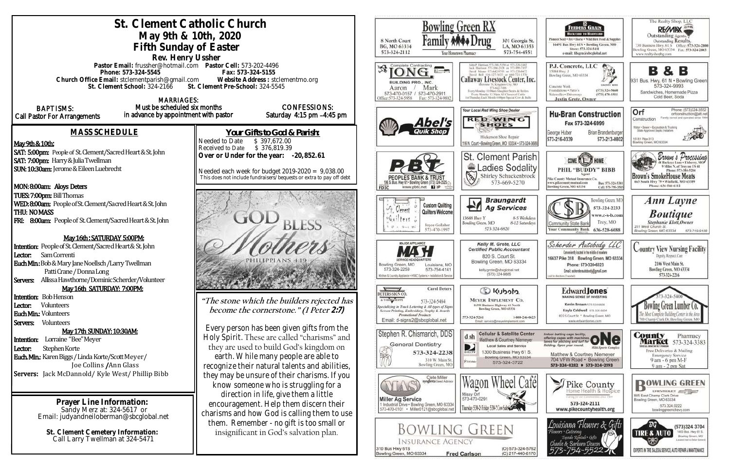# St. Clement Catholic Church

## May 9th & 10th, 2020

## Fifth Sunday of Easter

### Rev. Henry Ussher

**Pastor Email:** frussher@hotmail.com **Pastor Cell:** 573-202-4496
**Phone: 573-324-5545** **Fax: 573-324-5155**
**Church Office Email:** stclementparish@gmail.com **Website Address :** stclementmo.org
**St. Clement School:** 324-2166 **St. Clement Pre-School:** 324-5545

**BAPTISMS:** Call Pastor For Arrangements

**MARRIAGES:** Must be scheduled six months in advance by appointment with pastor

**CONFESSIONS:** Saturday 4:15 pm –4:45 pm

## MASS SCHEDULE

**May 9th & 10th:**
**SAT: 5:00pm:** People of St. Clement/Sacred Heart & St. John
**SAT: 7:00pm:** Harry & Julia Twellman
**SUN: 10:30am:** Jerome & Eileen Luebrecht

**MON: 8:00am:** Aloys Deters
**TUES: 7:00pm:** Bill Thomas
**WED: 8:00am:** People of St. Clement/Sacred Heart & St. John
**THU: NO MASS**
**FRI: 8:00am:** People of St. Clement/Sacred Heart & St. John

**May 16th : SATURDAY 5:00PM:**
**Intention:** People of St. Clement/Sacred Heart & St. John
**Lector:** Sam Correnti
**Euch Min.:** Bob & Mary Jane Noellsch /Larry Twellman Patti Crane / Donna Long
**Servers:** Allissa Hawthorne/Dominic Scherder/Volunteer

**May 16th SATURDAY: 7:00PM:**
**Intention:** Bob Henson
**Lector:** Volunteers
**Euch Min.:** Volunteers
**Servers:** Volunteers

**May 17th SUNDAY: 10:30AM:**
**Intention:** Lorraine "Bee" Meyer
**Lector:** Stephen Korte
**Euch. Min.:** Karen Biggs / Linda Korte/Scott Meyer/ Joe Collins /Ann Glass
**Servers:** Jack McDannold/ Kyle West/ Phillip Bibb

**Prayer Line Information:**
Sandy Merz at: 324-5617 or
Email: judyandneiloberman@sbcglobal.net

**St. Clement Cemetery Information:**
Call Larry Twellman at 324-5471

## Your Gifts to God & Parish:

Needed to Date $ 397,672.00
Received to Date $ 376,819.39
**Over or Under for the year: -20,852.61**

Needed each week for budget 2019-2020 = 9,038.00
This does not include fundraisers/ bequests or extra to pay off debt

GOD BLESS Mothers
PHILIPPIANS 4:19

*"The stone which the builders rejected has become the cornerstone." (1 Peter 2:7)*

Every person has been given gifts from the Holy Spirit. These are called "charisms" and they are used to build God's kingdom on earth. While many people are able to recognize their natural talents and abilities, they may be unsure of their charisms. If you know someone who is struggling for a direction in life, give them a little encouragement. Help them discern their charisms and how God is calling them to use them. Remember - no gift is too small or insignificant in God's salvation plan.

---

**Bowling Green RX Family Drug** – Your Hometown Pharmacy – 8 North Court, BG, MO 63334, 573-324-2112 – 301 Georgia St., LA, MO 63353, 573-754-4551

**Feeders Grain** – Backyard to Barnyard – Pioneer Seed • Pet • Horse • Wild Bird Feed & Supplies – 16491 Bus Hwy 61N • Bowling Green, MO – Store: 573-324-5411 – e-mail: fdsgrn@sbcglobal.net

**The Realty Shop, LLC – RE/MAX** – Outstanding Agents. Outstanding Results. – 730 Business Hwy 61 S, Bowling Green, MO 63334 – Office: 573-324-2800 – Fax: 573-324-2863 – www.realtyshopbg.com

**Complete Contracting – LONG BUILDING PRO., INC.** – Aaron / Mark – 573-470-0157 / 573-470-2911 – Office: 573-324-5958 – Fax: 573-324-9802

**Callaway Livestock Center, Inc.** – John P. Harrison 573-386-5150 or 573-220-1482 – Jack Harrison 573-386-2138 or 573-999-7197 – David Mosier 573-642-9753 or 573-220-0472 – David Bell 816-527-3633 or 660-721-1370 – Interstate 70, Kingdom City, MO – 573-642-7486 – Every Monday 10:00am Slaughter Steers & Heifers – Every Monday 12:30pm All Classes of Cattle – 1st Thursday Each Month 6:00pm Special Cow & Bulls

**P.J. Concrete, LLC** – 15084 Hwy. J, Bowling Green, MO 63334 – Concrete Work – Foundations • Patio's – Sidewalks • Driveways – (573) 324-5660 – (573) 470-1511 – Justin Grote, Owner

**B & B** – 931 Bus. Hwy. 61 N • Bowling Green – 573-324-9993 – Sandwiches, Homemade Pizza – Cold Beer, Soda

**Abel's Quik Shop**

**Your Local Red Wing Shoe Dealer – RED WING SHOES** – Hickerson Shoe Repair – 116 N. Court • Bowling Green, MO 63334 • 573-324-3688

**Hu-Bran Construction** – Fax 573-324-6999 – George Huber 573-216-0339 – Brian Brandenburger 573-213-0802

**Orf Construction** – Phone: (573)324-3552 – orfconstruction@att.net – Family owned and operated since 1964 – Water • Sewer • Excavation & Trucking – State Approved Septic Installers – 15181 Pike 313, Bowling Green, MO 63334

**PBT Peoples Bank & Trust** – 116 S. Bus. Hwy 61 • Bowling Green (573) 324-2525 – www.pbtc.net – FDIC

**St. Clement Parish Ladies Sodality** – Shirley Schuckenbrock – 573-669-5270

**Come Home – Phil "Buddy" Bibb** – Agent – Pike County Mutual Insurance Co. – www.pikecountymutual.com – Bowling Green, MO 63334 – Bus: 573-324-5301 – Cell: 573-795-3593

**Brown's Processing** – & Buckeye Lane • Elsberry, MO – 9 Miles N. of Troy on US 61 – Phone: 573-384-5284 – **Brown's SmokeHouse Meats** – 663 South Hwy 79 • Winfield, MO 63389 – Phone: 636-566-6112

**St. Clement Quilters** – Custom Quilting – Quilters Welcome – Joyce Gollaher – 573-470-1997

**Braungardt Ag Services** – 13688 Hwy Y, Bowling Green, MO – 8-5 Weekdays – 8-12 Saturdays – 573-324-6820

**Community State Bank** – Bowling Green, MO – 573-324-2233 – www.c-s-b.com – Troy, MO – 636-528-6688 – Your Community Bank

**Ann Layne Boutique** – Stephanie Klott, Owner – 201 West Church St., Bowling Green, MO 63334 – 573-719-9108

**MAJOR APPLIANCE – MASH** – Service Headquarters – Bowling Green, MO 573-324-2259 – Louisiana, MO 573-754-4141 – Kitchen & Laundry Appliance • HVAC Systems • Installation & Service

**Kelly M. Grote, LLC** – Certified Public Accountant – 820 S. Court St., Bowling Green, MO 63334 – kellygrote@sbcglobal.net – (573) 324-9885

**Scherder Autobody LLC** – Conveniently located in the middle of nowhere – 16637 Pike 318 Bowling Green, MO 63334 – Phone: 573-324-6023 – Email: scherderautobody@gmail.com

**Country View Nursing Facility** – Dignity, Respect, Care – 2106 West Main St., Bowling Green, MO 63334 – 573-324-2216

**Deters Sign Co.** – Carol Deters – 573-324-5484 – Specializing in Truck Lettering & All types of Signs – Screen Printing, Embroidery, Trophy & Awards – Promotional Products – Email: d-signs2@sbcglobal.net

**Kubota – Meyer Implement Co.** – 16398 Business Highway 61 North, Bowling Green, MO 63334 – 573-324-5261 – 1-800-246-0623 – Email: service@meyerimplement.com

**Edward Jones** – Making Sense of Investing – Kevin Brown 573-324-6604 – Kayla Caldwell 573-324-6604 – 822 S Court St • Bowling Green, MO – www.edwardjones.com

**Bowling Green Lumber Co.** – 573-324-5400 – The Most Complete Building Center in the Area – 700 Champ Clark Dr. Bowling Green, MO

**Stephen R. Chismarich, DDS** – General Dentistry – 573-324-2238 – 310 W. Main St., Bowling Green, MO

**Cellular & Satellite Center** – Matthew & Courtney Niemeyer – Local Sales and Service – 1300 Business Hwy 61 S, Bowling Green, MO 63334 – 573-324-3722

**ONE Multi-Sports Complex** – Indoor batting cage facility, offering cages with machines, lanes for pitching and turf for fielding. Open year round. – Matthew & Courtney Niemeyer – 704 VFW Road • Bowling Green – 573-324-8282 • 573-324-2193

**County Market Pharmacy** – 573-324-3383 – Free Deliveries & Mailing – Emergency Service – 9 am - 6 pm M-F – 9 am - 2 pm Sat

**MAS – Miller Ag Service** – Clete Miller, syngenta Seed Advisor – 1 Industrial Drive • Bowling Green, MO 63334 – 573-470-0101 • Miller0121@sbcglobal.net

**Wagon Wheel Café** – Missy Orf – 573-470-0291 – Thursday 5:30-2; Friday 5:30-?; Cow Sale

**Pike County Home Health & Hospice** – 573-324-2111 – www.pikecountyhealth.org

**Bowling Green Chevrolet** – 805 East Champ Clark Drive, Bowling Green, MO 63334 – 573.324.0222 – bowlinggreenchevy.com

**Bowling Green Insurance Agency** – 310 Bus Hwy 61S, Bowling Green, MO 63334 – Fred Carlson – (O) 573-324-5762 – (C) 217-440-6170

**Louisiana Flowers & Gifts** – Flowers • Catering – Tuxedo Rentals • Gifts – Charlie & Barbara Deacon – 573-754-5522

**BG Tire & Auto** – (573)324.3704 – 1400 Bus. Hwy 61 S., Bowling Green, MO – Experts in Tire Sales & Service, Auto Repair & Maintenance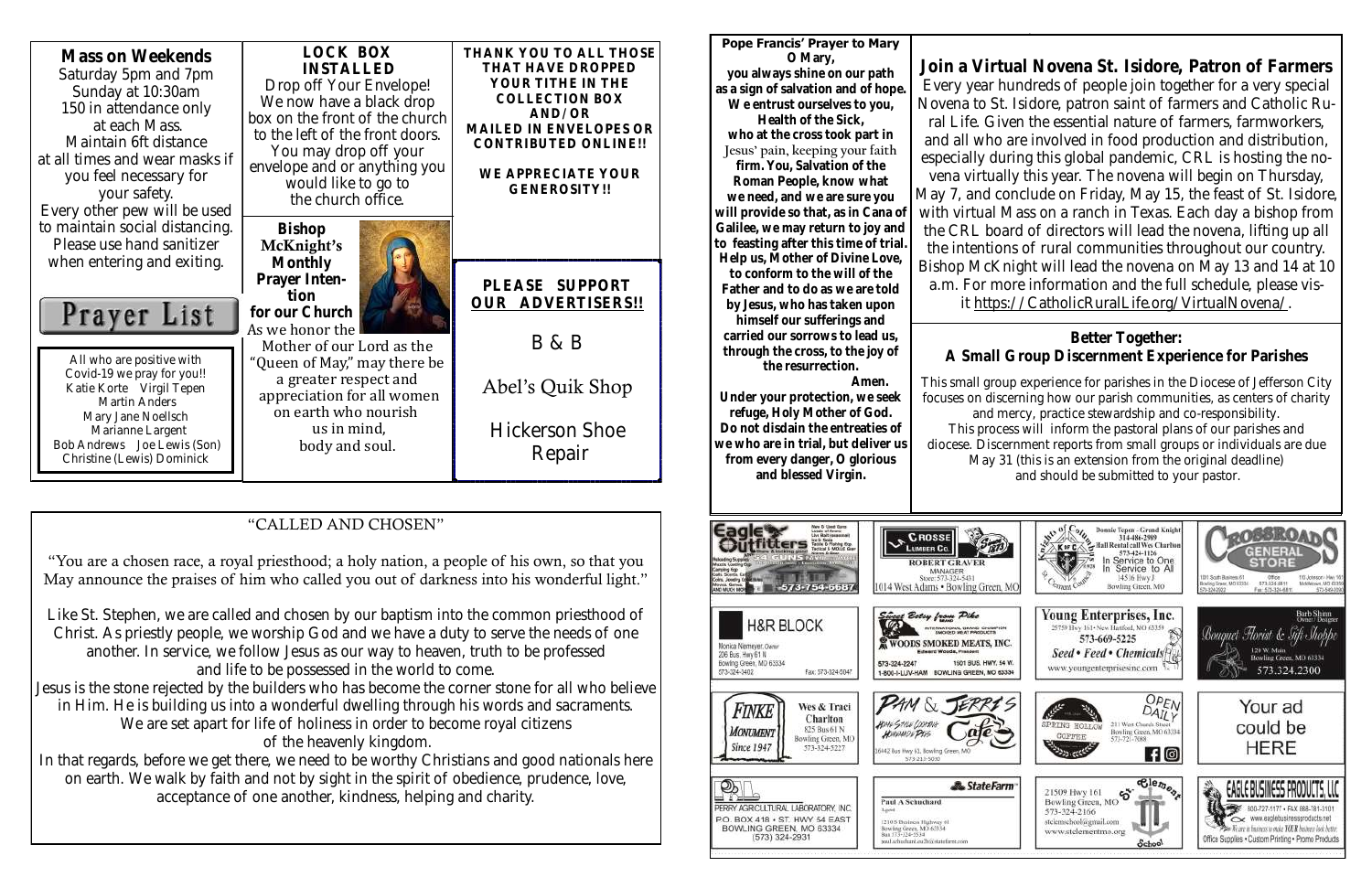**Mass on Weekends**
Saturday 5pm and 7pm
Sunday at 10:30am
150 in attendance only at each Mass.
Maintain 6ft distance at all times and wear masks if you feel necessary for your safety.
Every other pew will be used to maintain social distancing.
Please use hand sanitizer when entering and exiting.

**LOCK BOX INSTALLED**
Drop off Your Envelope!
We now have a black drop box on the front of the church to the left of the front doors.
You may drop off your envelope and or anything you would like to go to the church office.

**THANK YOU TO ALL THOSE THAT HAVE DROPPED YOUR TITHE IN THE COLLECTION BOX AND/OR MAILED IN ENVELOPES OR CONTRIBUTED ONLINE!!**

**WE APPRECIATE YOUR GENEROSITY!!**

## Prayer List

All who are positive with Covid-19 we pray for you!!
Katie Korte  Virgil Tepen
Martin Anders
Mary Jane Noellsch
Marianne Largent
Bob Andrews  Joe Lewis (Son)
Christine (Lewis) Dominick

**Bishop McKnight's Monthly Prayer Intention for our Church**

As we honor the Mother of our Lord as the "Queen of May," may there be a greater respect and appreciation for all women on earth who nourish us in mind, body and soul.

**PLEASE SUPPORT OUR ADVERTISERS!!**

B & B

Abel's Quik Shop

Hickerson Shoe Repair

**Pope Francis' Prayer to Mary**

**O Mary,**
**you always shine on our path as a sign of salvation and of hope. We entrust ourselves to you, Health of the Sick, who at the cross took part in** Jesus' pain, keeping your faith **firm. You, Salvation of the Roman People, know what we need, and we are sure you will provide so that, as in Cana of Galilee, we may return to joy and to feasting after this time of trial. Help us, Mother of Divine Love, to conform to the will of the Father and to do as we are told by Jesus, who has taken upon himself our sufferings and carried our sorrows to lead us, through the cross, to the joy of the resurrection.**
**Amen.**
**Under your protection, we seek refuge, Holy Mother of God. Do not disdain the entreaties of we who are in trial, but deliver us from every danger, O glorious and blessed Virgin.**

## Join a Virtual Novena St. Isidore, Patron of Farmers

Every year hundreds of people join together for a very special Novena to St. Isidore, patron saint of farmers and Catholic Rural Life. Given the essential nature of farmers, farmworkers, and all who are involved in food production and distribution, especially during this global pandemic, CRL is hosting the novena virtually this year. The novena will begin on Thursday, May 7, and conclude on Friday, May 15, the feast of St. Isidore, with virtual Mass on a ranch in Texas. Each day a bishop from the CRL board of directors will lead the novena, lifting up all the intentions of rural communities throughout our country. Bishop McKnight will lead the novena on May 13 and 14 at 10 a.m. For more information and the full schedule, please visit https://CatholicRuralLife.org/VirtualNovena/.

**Better Together:**
**A Small Group Discernment Experience for Parishes**

This small group experience for parishes in the Diocese of Jefferson City focuses on discerning how our parish communities, as centers of charity and mercy, practice stewardship and co-responsibility.
This process will inform the pastoral plans of our parishes and diocese. Discernment reports from small groups or individuals are due May 31 (this is an extension from the original deadline) and should be submitted to your pastor.

## "CALLED AND CHOSEN"

"You are a chosen race, a royal priesthood; a holy nation, a people of his own, so that you May announce the praises of him who called you out of darkness into his wonderful light."

Like St. Stephen, we are called and chosen by our baptism into the common priesthood of Christ. As priestly people, we worship God and we have a duty to serve the needs of one another. In service, we follow Jesus as our way to heaven, truth to be professed and life to be possessed in the world to come.
Jesus is the stone rejected by the builders who has become the corner stone for all who believe in Him. He is building us into a wonderful dwelling through his words and sacraments. We are set apart for life of holiness in order to become royal citizens of the heavenly kingdom.
In that regards, before we get there, we need to be worthy Christians and good nationals here on earth. We walk by faith and not by sight in the spirit of obedience, prudence, love, acceptance of one another, kindness, helping and charity.

Eagle Outfitters — 573-754-6687

Crosse Lumber Co. — Robert Graver, Manager — Store: 573-324-5431 — 1014 West Adams • Bowling Green, MO

Knights of Columbus, St. Clement Council — Donnie Tepen - Grand Knight 314-486-2989 — Hall Rental call Wes Charlton 573-424-1126 — In Service to One, In Service to All — 14516 Hwy J, Bowling Green, MO

Crossroads General Store — 1011 South Business 61, Bowling Green, MO 63334 — 573-324-2022 — Office 573-324-6811 — 110 Johnson - Hwy 161, Middletown, MO 63359 — 573-549-2060 — Fax: 573-324-6811

H&R Block — Monica Niemeyer, Owner — 206 Bus. Hwy 61 N, Bowling Green, MO 63334 — 573-324-3402 — Fax: 573-324-5047

Sweet Betsy from Pike — Woods Smoked Meats, Inc. — Edward Woods, President — 573-324-2247 — 1501 Bus. Hwy. 54 W. — 1-800-I-LUV-HAM — Bowling Green, MO 63334

Young Enterprises, Inc. — 25759 Hwy 161 • New Hartford, MO 63359 — 573-669-5225 — Seed • Feed • Chemicals — www.youngenterprisesinc.com

Bouquet Florist & Gift Shoppe — Barb Shinn, Owner / Designer — 120 W. Main, Bowling Green, MO 63334 — 573.324.2300

Finke Monument Since 1947 — Wes & Traci Charlton — 825 Bus 61 N, Bowling Green, MO — 573-324-5227

Pam & Jerri's Cafe — Home Style Cooking, Homemade Pies — 16442 Bus Hwy 61, Bowling Green, MO — 573-213-5030

Spring Hollow Coffee — 211 West Church Street, Bowling Green, MO 63334 — 573-721-7088

Your ad could be HERE

Perry Agricultural Laboratory, Inc. — P.O. Box 418 • St. Hwy 54 East, Bowling Green, MO 63334 — (573) 324-2931

State Farm — Paul A Schuchard, Agent — 12105 Business Highway 61, Bowling Green, MO 63334 — Bus 573-324-5534 — paul.schuchard.cu2h@statefarm.com

St. Clement School — 21509 Hwy 161, Bowling Green, MO — 573-324-2166 — stclemschool@gmail.com — www.stclementmo.org

Eagle Business Products, LLC — 800-727-1177 • FAX 888-181-3101 — www.eaglebusinessproducts.net — We are in business to make YOUR business look better. — Office Supplies • Custom Printing • Promo Products